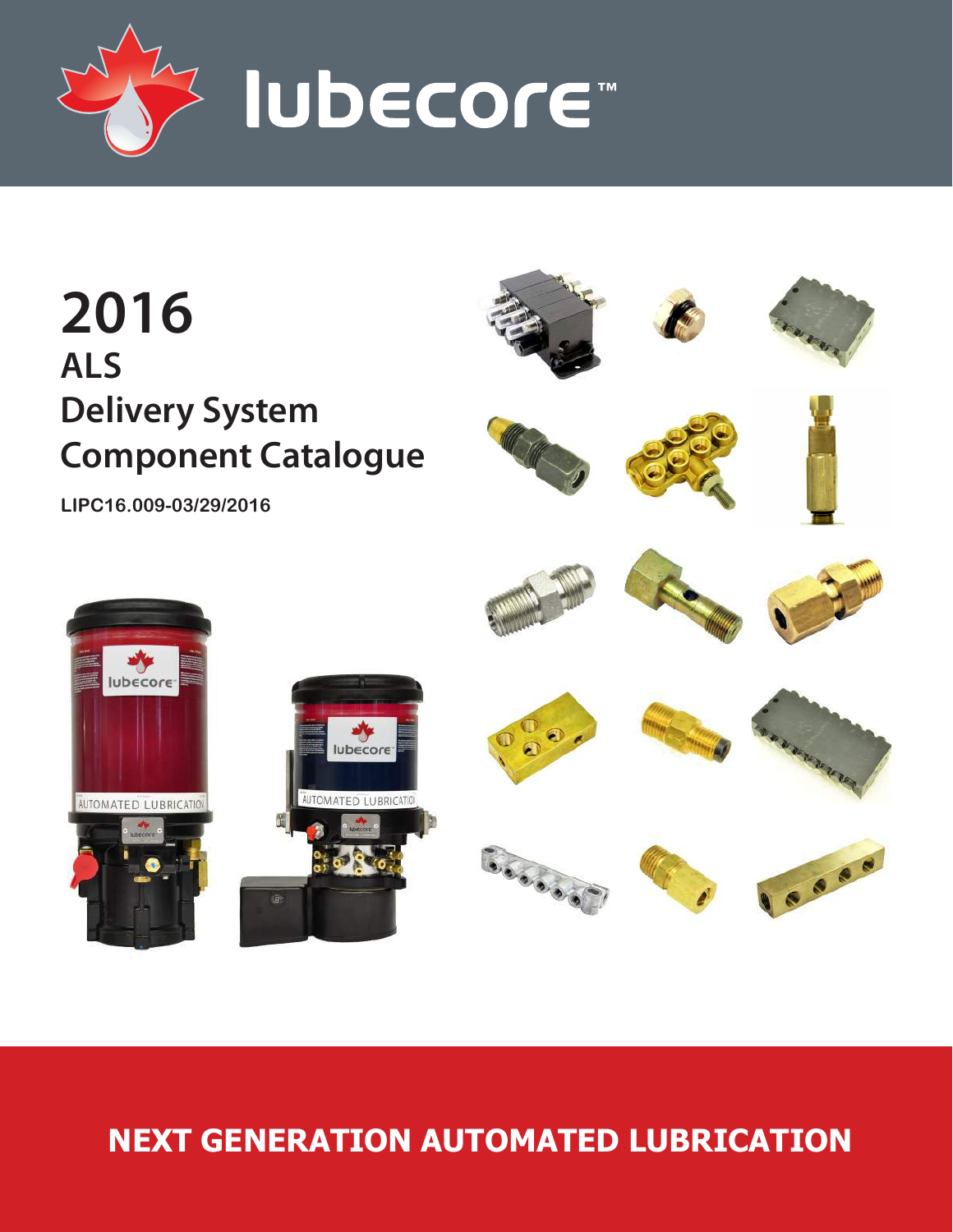# lubecore™

# 2016
## ALS
## Delivery System
## Component Catalogue

**LIPC16.009-03/29/2016**

**NEXT GENERATION AUTOMATED LUBRICATION**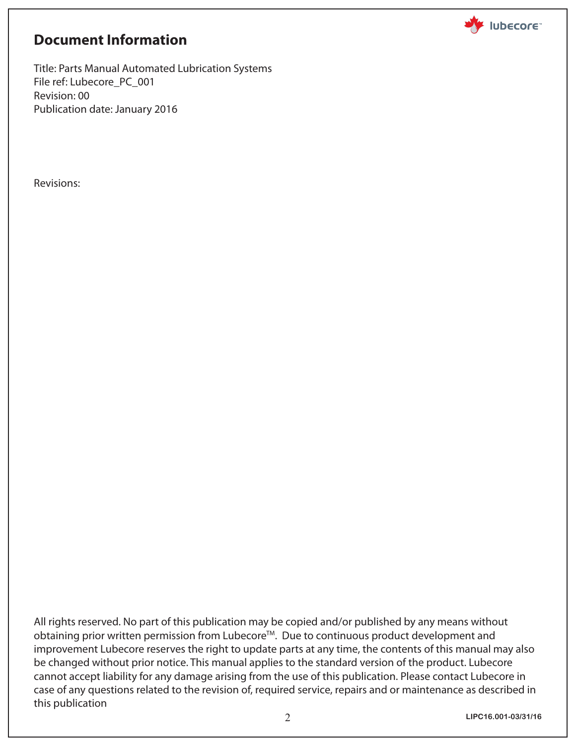# Document Information

Title: Parts Manual Automated Lubrication Systems
File ref: Lubecore_PC_001
Revision: 00
Publication date: January 2016

Revisions:

All rights reserved. No part of this publication may be copied and/or published by any means without obtaining prior written permission from Lubecore[TM]. Due to continuous product development and improvement Lubecore reserves the right to update parts at any time, the contents of this manual may also be changed without prior notice. This manual applies to the standard version of the product. Lubecore cannot accept liability for any damage arising from the use of this publication. Please contact Lubecore in case of any questions related to the revision of, required service, repairs and or maintenance as described in this publication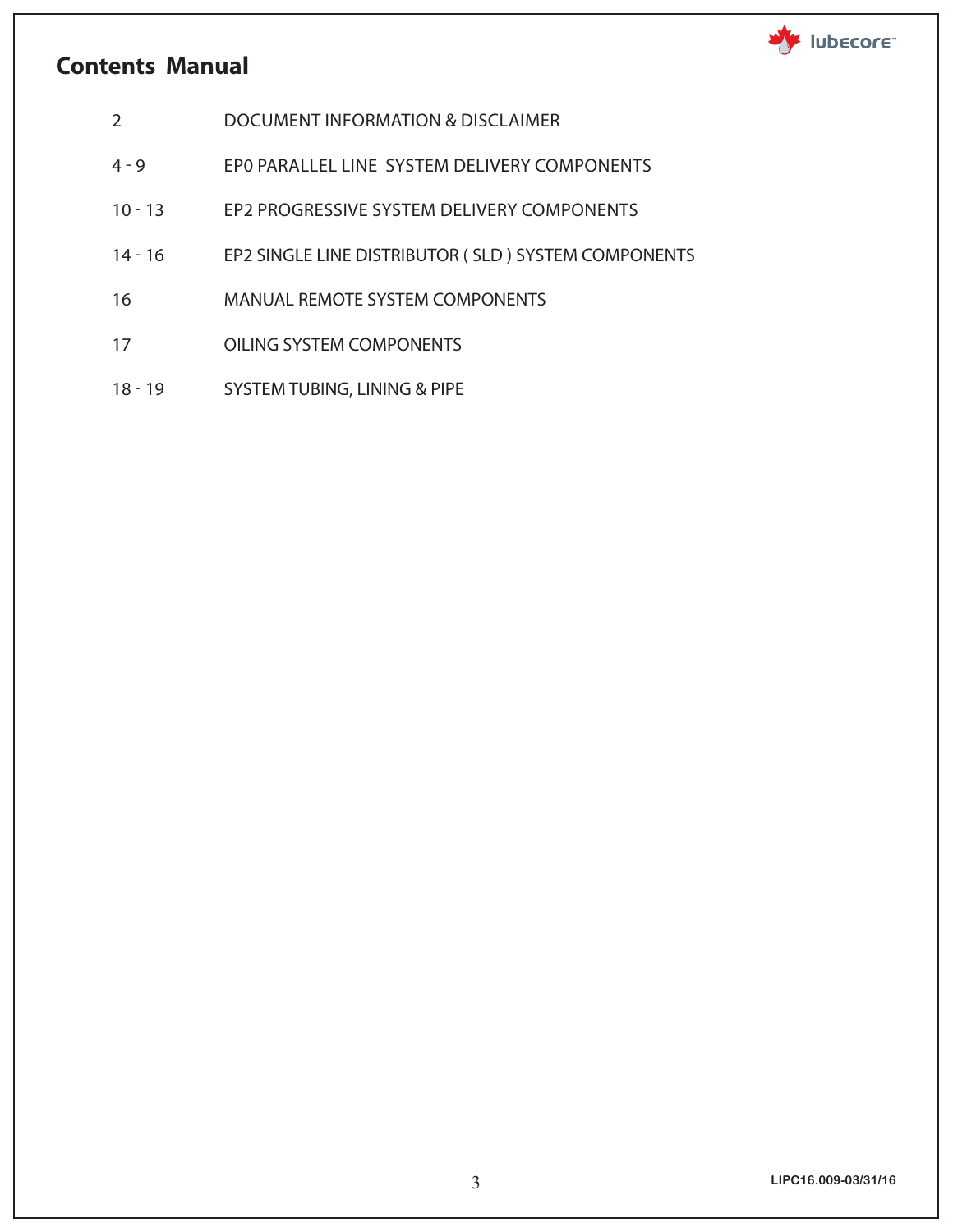## Contents Manual

| | |
|---|---|
| 2 | DOCUMENT INFORMATION & DISCLAIMER |
| 4 - 9 | EP0 PARALLEL LINE SYSTEM DELIVERY COMPONENTS |
| 10 - 13 | EP2 PROGRESSIVE SYSTEM DELIVERY COMPONENTS |
| 14 - 16 | EP2 SINGLE LINE DISTRIBUTOR ( SLD ) SYSTEM COMPONENTS |
| 16 | MANUAL REMOTE SYSTEM COMPONENTS |
| 17 | OILING SYSTEM COMPONENTS |
| 18 - 19 | SYSTEM TUBING, LINING & PIPE |

LIPC16.009-03/31/16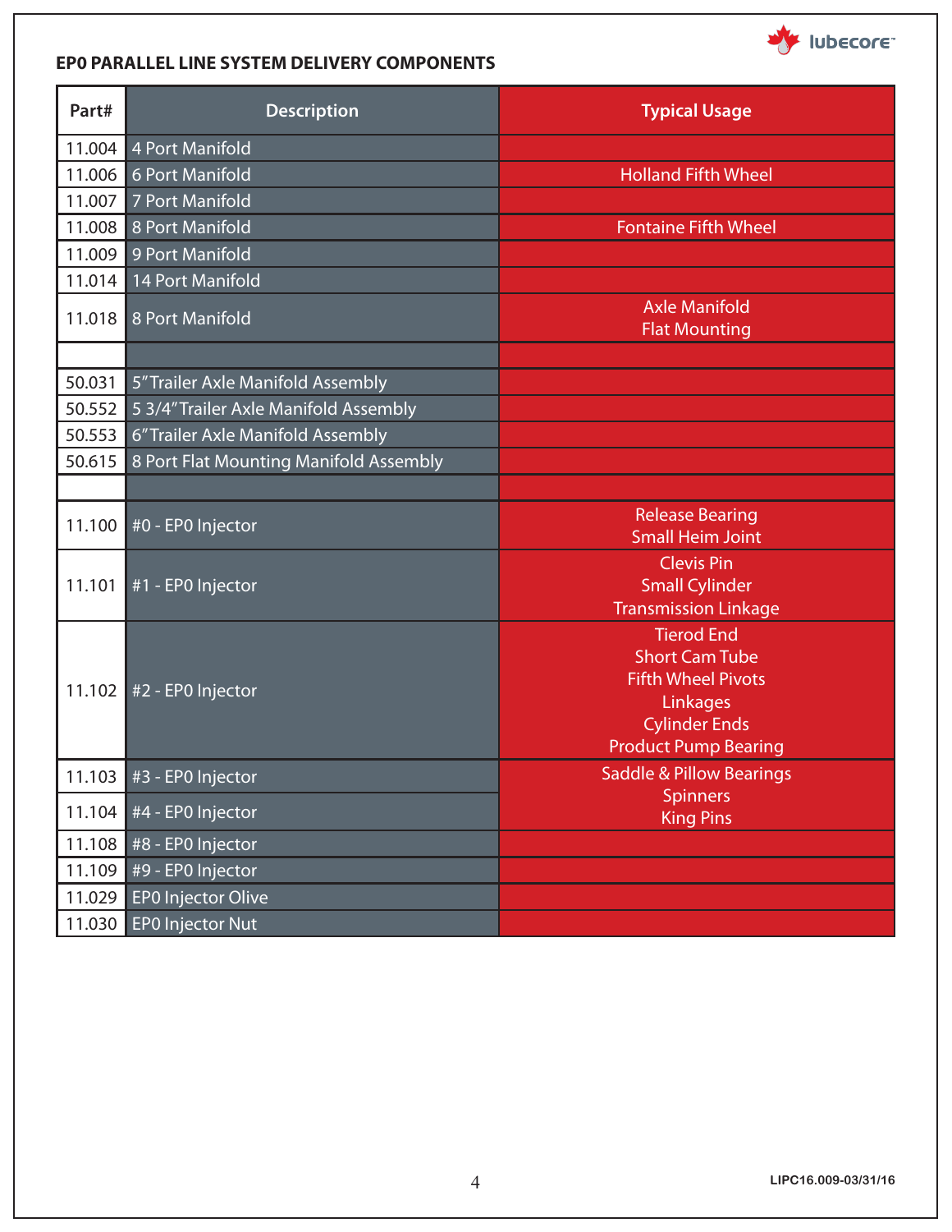## EP0 PARALLEL LINE SYSTEM DELIVERY COMPONENTS

| Part# | Description | Typical Usage |
|---|---|---|
| 11.004 | 4 Port Manifold | |
| 11.006 | 6 Port Manifold | Holland Fifth Wheel |
| 11.007 | 7 Port Manifold | |
| 11.008 | 8 Port Manifold | Fontaine Fifth Wheel |
| 11.009 | 9 Port Manifold | |
| 11.014 | 14 Port Manifold | |
| 11.018 | 8 Port Manifold | Axle Manifold<br>Flat Mounting |
| | | |
| 50.031 | 5" Trailer Axle Manifold Assembly | |
| 50.552 | 5 3/4" Trailer Axle Manifold Assembly | |
| 50.553 | 6" Trailer Axle Manifold Assembly | |
| 50.615 | 8 Port Flat Mounting Manifold Assembly | |
| | | |
| 11.100 | #0 - EP0 Injector | Release Bearing<br>Small Heim Joint |
| 11.101 | #1 - EP0 Injector | Clevis Pin<br>Small Cylinder<br>Transmission Linkage |
| 11.102 | #2 - EP0 Injector | Tierod End<br>Short Cam Tube<br>Fifth Wheel Pivots<br>Linkages<br>Cylinder Ends<br>Product Pump Bearing |
| 11.103 | #3 - EP0 Injector | Saddle & Pillow Bearings<br>Spinners<br>King Pins |
| 11.104 | #4 - EP0 Injector | |
| 11.108 | #8 - EP0 Injector | |
| 11.109 | #9 - EP0 Injector | |
| 11.029 | EP0 Injector Olive | |
| 11.030 | EP0 Injector Nut | |

LIPC16.009-03/31/16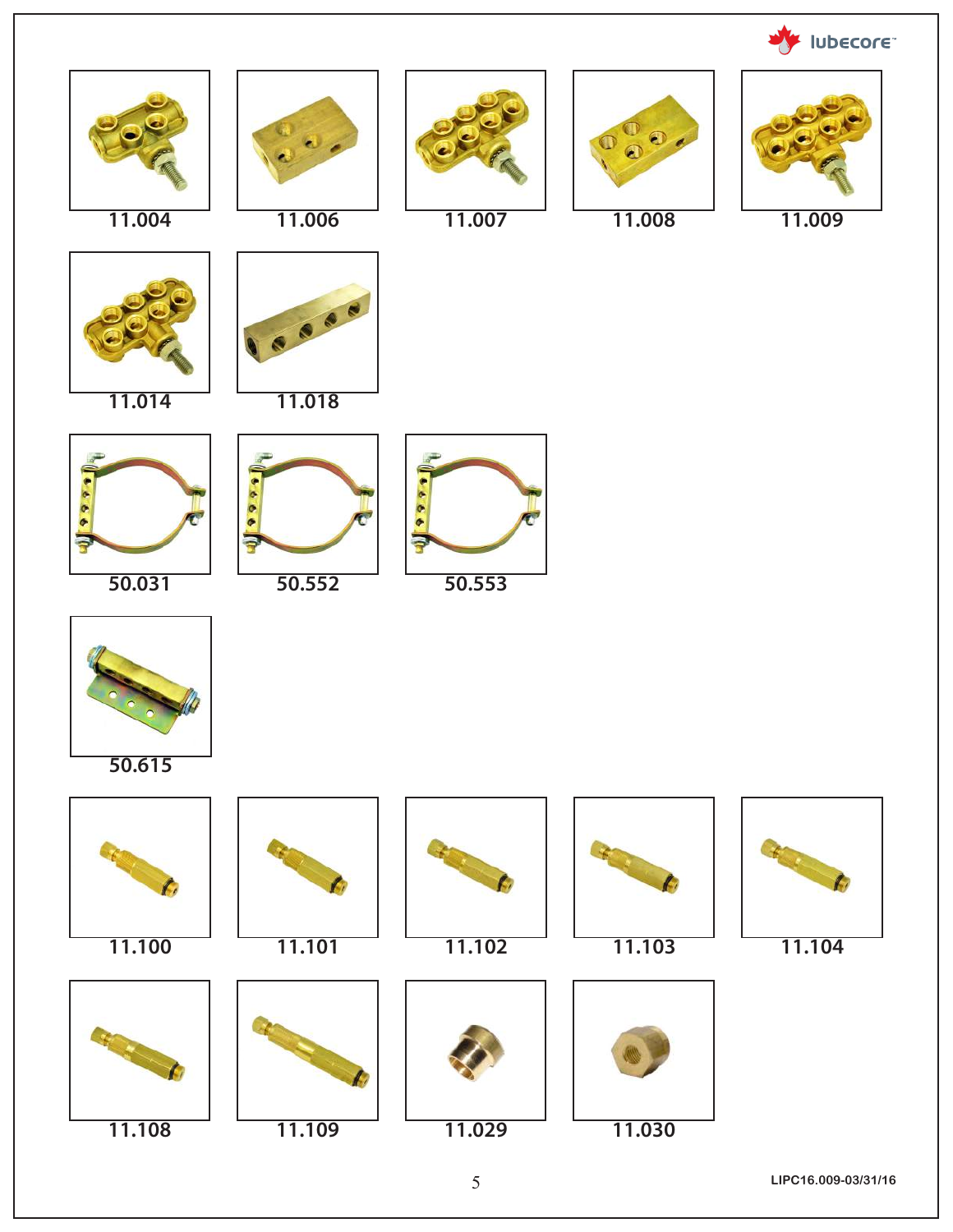11.004

11.006

11.007

11.008

11.009

11.014

11.018

50.031

50.552

50.553

50.615

11.100

11.101

11.102

11.103

11.104

11.108

11.109

11.029

11.030

LIPC16.009-03/31/16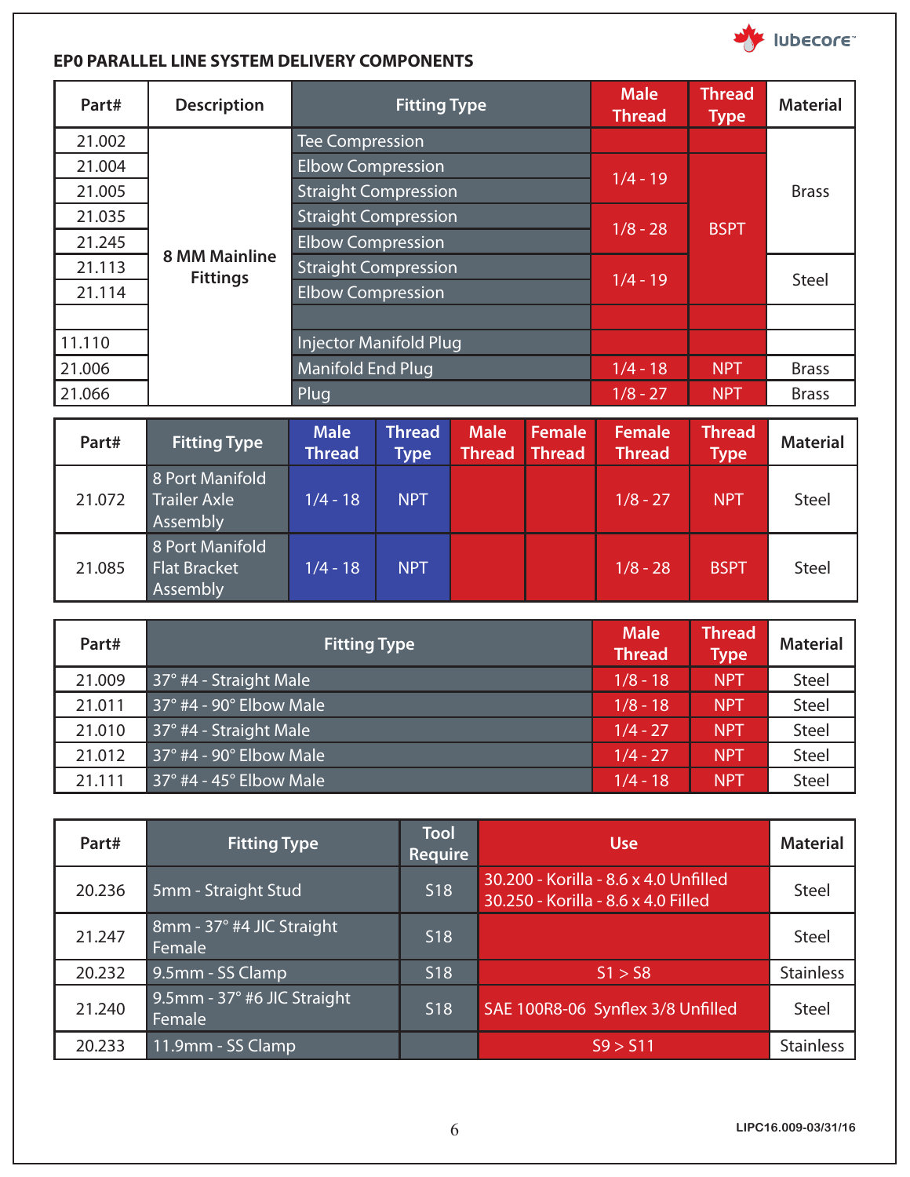## EP0 PARALLEL LINE SYSTEM DELIVERY COMPONENTS

| Part# | Description | Fitting Type | Male Thread | Thread Type | Material |
|---|---|---|---|---|---|
| 21.002 | 8 MM Mainline Fittings | Tee Compression | | BSPT | Brass |
| 21.004 | | Elbow Compression | 1/4 - 19 | | |
| 21.005 | | Straight Compression | | | |
| 21.035 | | Straight Compression | 1/8 - 28 | | |
| 21.245 | | Elbow Compression | | | |
| 21.113 | | Straight Compression | 1/4 - 19 | | Steel |
| 21.114 | | Elbow Compression | | | |
| | | | | | |
| 11.110 | | Injector Manifold Plug | | | |
| 21.006 | | Manifold End Plug | 1/4 - 18 | NPT | Brass |
| 21.066 | | Plug | 1/8 - 27 | NPT | Brass |

| Part# | Fitting Type | Male Thread | Thread Type | Male Thread | Female Thread | Female Thread | Thread Type | Material |
|---|---|---|---|---|---|---|---|---|
| 21.072 | 8 Port Manifold Trailer Axle Assembly | 1/4 - 18 | NPT | | | 1/8 - 27 | NPT | Steel |
| 21.085 | 8 Port Manifold Flat Bracket Assembly | 1/4 - 18 | NPT | | | 1/8 - 28 | BSPT | Steel |

| Part# | Fitting Type | Male Thread | Thread Type | Material |
|---|---|---|---|---|
| 21.009 | 37° #4 - Straight Male | 1/8 - 18 | NPT | Steel |
| 21.011 | 37° #4 - 90° Elbow Male | 1/8 - 18 | NPT | Steel |
| 21.010 | 37° #4 - Straight Male | 1/4 - 27 | NPT | Steel |
| 21.012 | 37° #4 - 90° Elbow Male | 1/4 - 27 | NPT | Steel |
| 21.111 | 37° #4 - 45° Elbow Male | 1/4 - 18 | NPT | Steel |

| Part# | Fitting Type | Tool Require | Use | Material |
|---|---|---|---|---|
| 20.236 | 5mm - Straight Stud | S18 | 30.200 - Korilla - 8.6 x 4.0 Unfilled<br>30.250 - Korilla - 8.6 x 4.0 Filled | Steel |
| 21.247 | 8mm - 37° #4 JIC Straight Female | S18 | | Steel |
| 20.232 | 9.5mm - SS Clamp | S18 | S1 > S8 | Stainless |
| 21.240 | 9.5mm - 37° #6 JIC Straight Female | S18 | SAE 100R8-06 Synflex 3/8 Unfilled | Steel |
| 20.233 | 11.9mm - SS Clamp | | S9 > S11 | Stainless |

LIPC16.009-03/31/16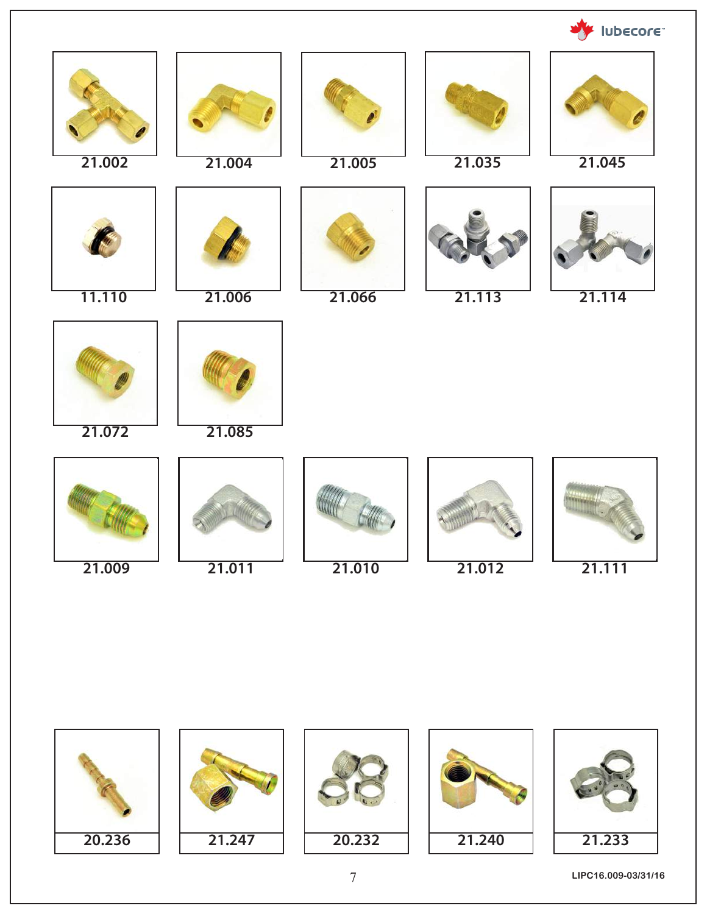21.002

21.004

21.005

21.035

21.045

11.110

21.006

21.066

21.113

21.114

21.072

21.085

21.009

21.011

21.010

21.012

21.111

20.236

21.247

20.232

21.240

21.233

LIPC16.009-03/31/16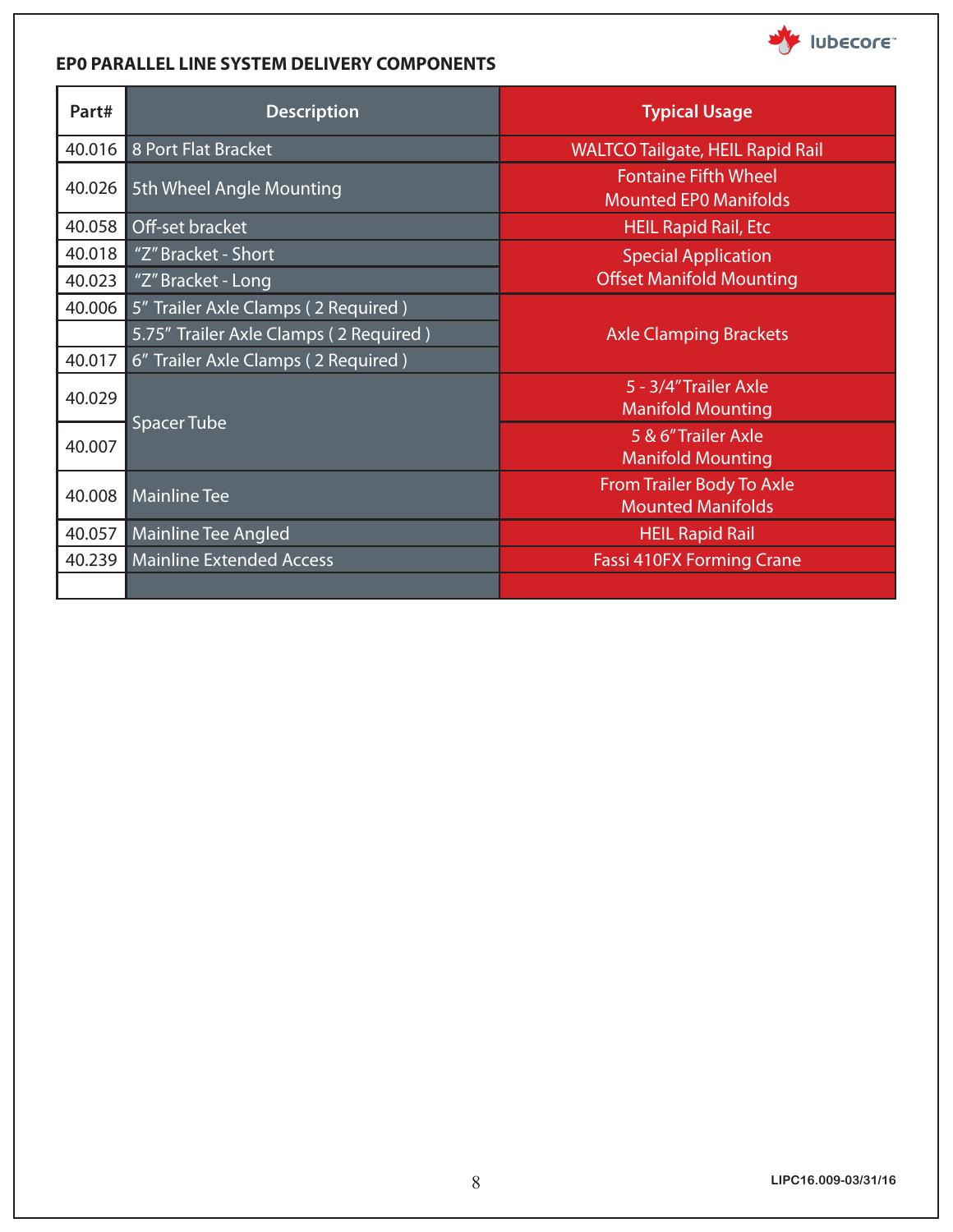## EP0 PARALLEL LINE SYSTEM DELIVERY COMPONENTS

| Part# | Description | Typical Usage |
|---|---|---|
| 40.016 | 8 Port Flat Bracket | WALTCO Tailgate, HEIL Rapid Rail |
| 40.026 | 5th Wheel Angle Mounting | Fontaine Fifth Wheel Mounted EP0 Manifolds |
| 40.058 | Off-set bracket | HEIL Rapid Rail, Etc |
| 40.018 | "Z" Bracket - Short | Special Application Offset Manifold Mounting |
| 40.023 | "Z" Bracket - Long | |
| 40.006 | 5" Trailer Axle Clamps ( 2 Required ) | Axle Clamping Brackets |
| | 5.75" Trailer Axle Clamps ( 2 Required ) | |
| 40.017 | 6" Trailer Axle Clamps ( 2 Required ) | |
| 40.029 | Spacer Tube | 5 - 3/4" Trailer Axle Manifold Mounting |
| 40.007 | | 5 & 6" Trailer Axle Manifold Mounting |
| 40.008 | Mainline Tee | From Trailer Body To Axle Mounted Manifolds |
| 40.057 | Mainline Tee Angled | HEIL Rapid Rail |
| 40.239 | Mainline Extended Access | Fassi 410FX Forming Crane |
| | | |

LIPC16.009-03/31/16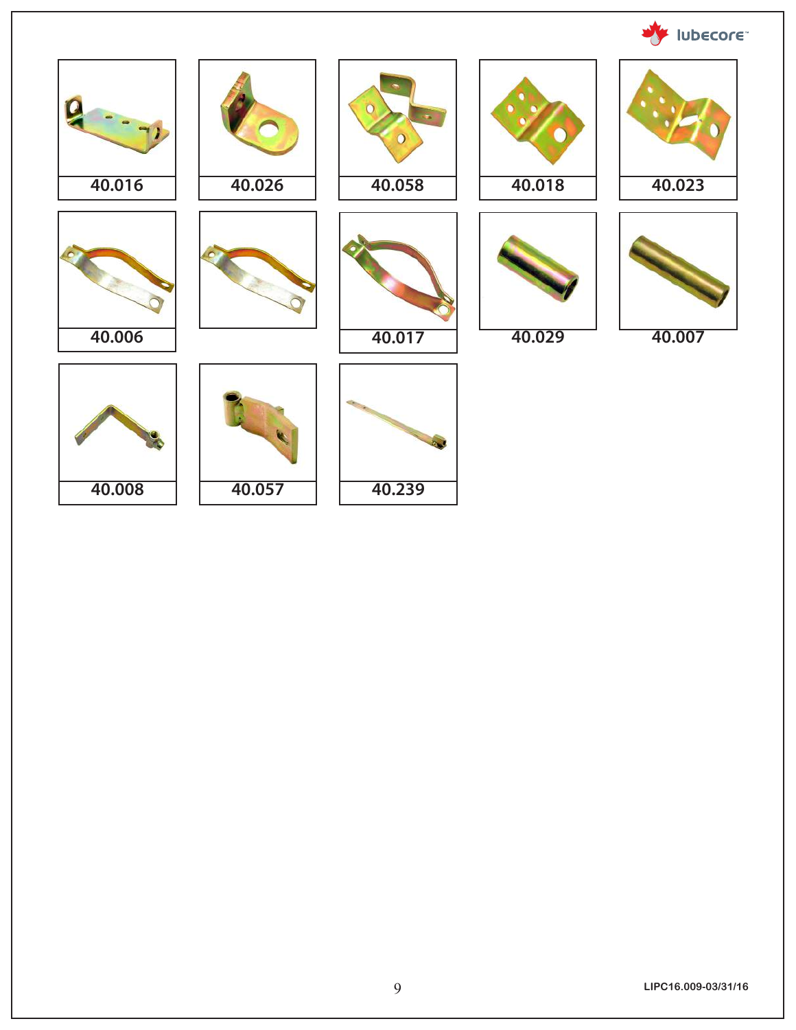40.016

40.026

40.058

40.018

40.023

40.006

40.017

40.029

40.007

40.008

40.057

40.239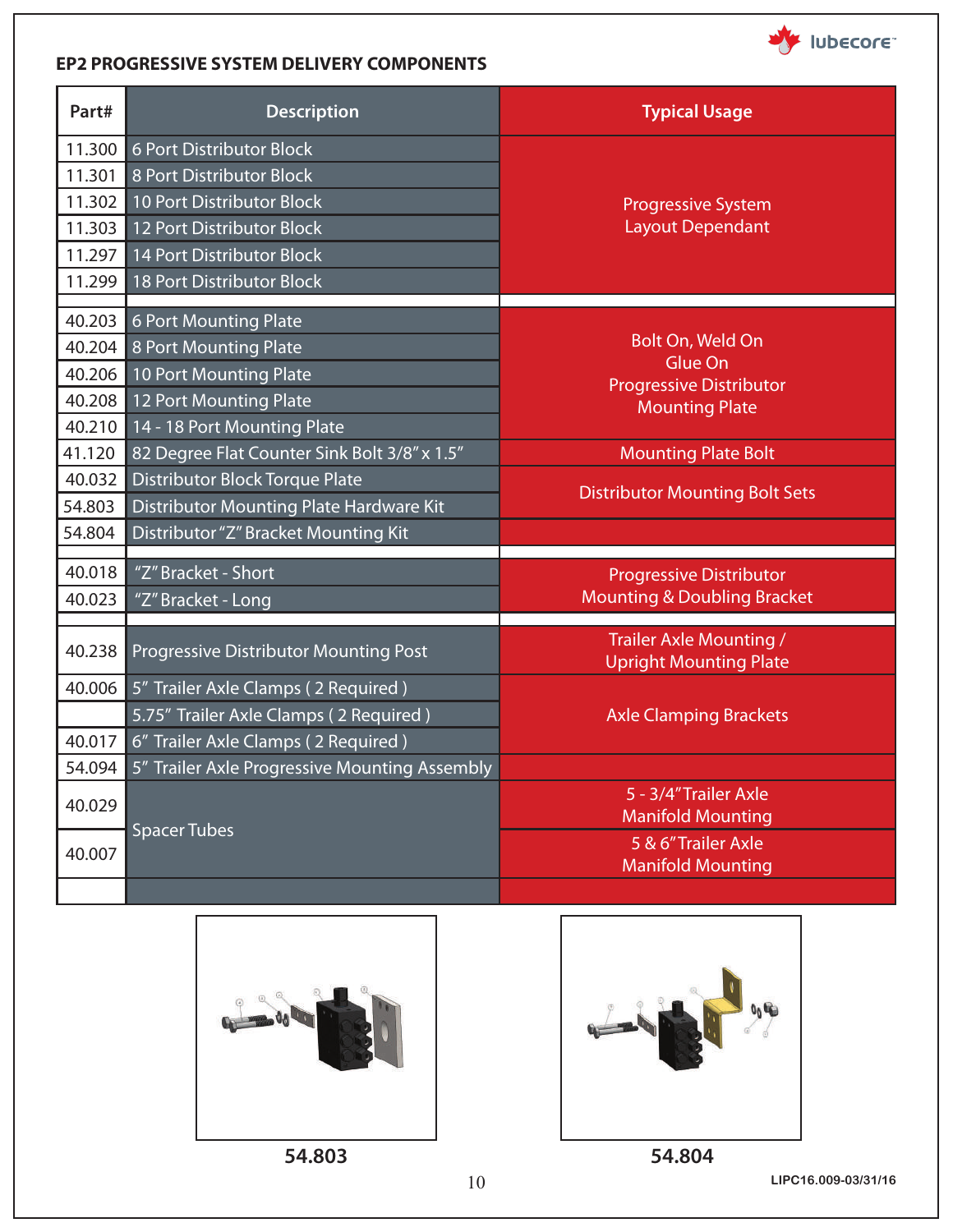## EP2 PROGRESSIVE SYSTEM DELIVERY COMPONENTS

| Part# | Description | Typical Usage |
|---|---|---|
| 11.300 | 6 Port Distributor Block | Progressive System Layout Dependant |
| 11.301 | 8 Port Distributor Block | |
| 11.302 | 10 Port Distributor Block | |
| 11.303 | 12 Port Distributor Block | |
| 11.297 | 14 Port Distributor Block | |
| 11.299 | 18 Port Distributor Block | |
| | | |
| 40.203 | 6 Port Mounting Plate | Bolt On, Weld On Glue On Progressive Distributor Mounting Plate |
| 40.204 | 8 Port Mounting Plate | |
| 40.206 | 10 Port Mounting Plate | |
| 40.208 | 12 Port Mounting Plate | |
| 40.210 | 14 - 18 Port Mounting Plate | |
| 41.120 | 82 Degree Flat Counter Sink Bolt 3/8" x 1.5" | Mounting Plate Bolt |
| 40.032 | Distributor Block Torque Plate | Distributor Mounting Bolt Sets |
| 54.803 | Distributor Mounting Plate Hardware Kit | |
| 54.804 | Distributor "Z" Bracket Mounting Kit | |
| | | |
| 40.018 | "Z" Bracket - Short | Progressive Distributor Mounting & Doubling Bracket |
| 40.023 | "Z" Bracket - Long | |
| | | |
| 40.238 | Progressive Distributor Mounting Post | Trailer Axle Mounting / Upright Mounting Plate |
| 40.006 | 5" Trailer Axle Clamps ( 2 Required ) | Axle Clamping Brackets |
| | 5.75" Trailer Axle Clamps ( 2 Required ) | |
| 40.017 | 6" Trailer Axle Clamps ( 2 Required ) | |
| 54.094 | 5" Trailer Axle Progressive Mounting Assembly | |
| 40.029 | Spacer Tubes | 5 - 3/4" Trailer Axle Manifold Mounting |
| 40.007 | | 5 & 6" Trailer Axle Manifold Mounting |
| | | |

54.803

54.804

LIPC16.009-03/31/16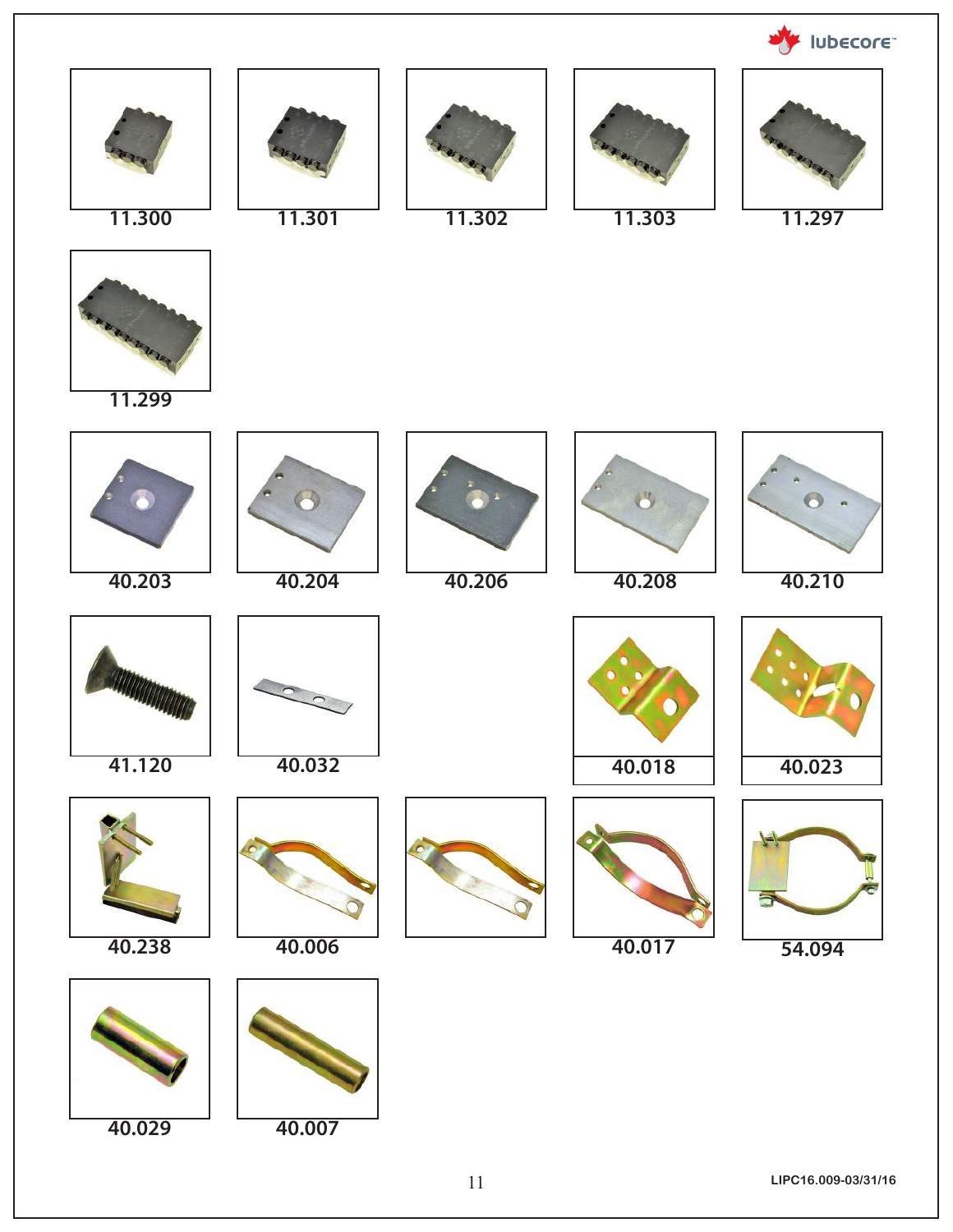11.300

11.301

11.302

11.303

11.297

11.299

40.203

40.204

40.206

40.208

40.210

41.120

40.032

40.018

40.023

40.238

40.006

40.017

54.094

40.029

40.007

LIPC16.009-03/31/16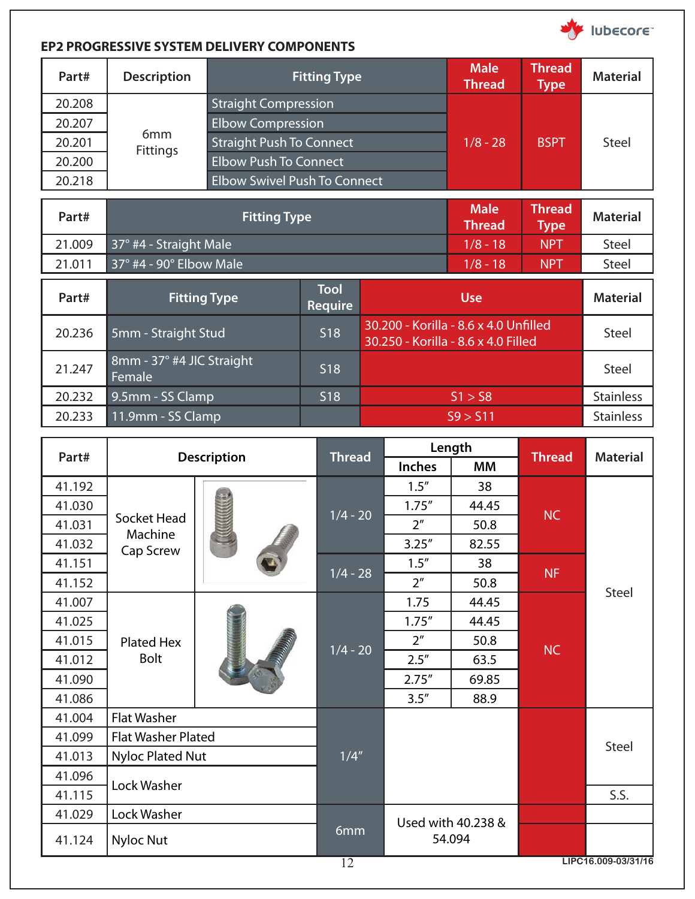## EP2 PROGRESSIVE SYSTEM DELIVERY COMPONENTS

| Part# | Description | Fitting Type | Male Thread | Thread Type | Material |
|---|---|---|---|---|---|
| 20.208 | 6mm Fittings | Straight Compression | 1/8 - 28 | BSPT | Steel |
| 20.207 | | Elbow Compression | | | |
| 20.201 | | Straight Push To Connect | | | |
| 20.200 | | Elbow Push To Connect | | | |
| 20.218 | | Elbow Swivel Push To Connect | | | |

| Part# | Fitting Type | Male Thread | Thread Type | Material |
|---|---|---|---|---|
| 21.009 | 37° #4 - Straight Male | 1/8 - 18 | NPT | Steel |
| 21.011 | 37° #4 - 90° Elbow Male | 1/8 - 18 | NPT | Steel |

| Part# | Fitting Type | Tool Require | Use | Material |
|---|---|---|---|---|
| 20.236 | 5mm - Straight Stud | S18 | 30.200 - Korilla - 8.6 x 4.0 Unfilled<br>30.250 - Korilla - 8.6 x 4.0 Filled | Steel |
| 21.247 | 8mm - 37° #4 JIC Straight Female | S18 | | Steel |
| 20.232 | 9.5mm - SS Clamp | S18 | S1 > S8 | Stainless |
| 20.233 | 11.9mm - SS Clamp | | S9 > S11 | Stainless |

| Part# | Description | Thread | Length | | Thread | Material |
|---|---|---|---|---|---|---|
| | | | Inches | MM | | |
| 41.192 | Socket Head Machine Cap Screw | 1/4 - 20 | 1.5″ | 38 | NC | Steel |
| 41.030 | | | 1.75″ | 44.45 | | |
| 41.031 | | | 2″ | 50.8 | | |
| 41.032 | | | 3.25″ | 82.55 | | |
| 41.151 | | 1/4 - 28 | 1.5″ | 38 | NF | |
| 41.152 | | | 2″ | 50.8 | | |
| 41.007 | Plated Hex Bolt | 1/4 - 20 | 1.75 | 44.45 | NC | |
| 41.025 | | | 1.75″ | 44.45 | | |
| 41.015 | | | 2″ | 50.8 | | |
| 41.012 | | | 2.5″ | 63.5 | | |
| 41.090 | | | 2.75″ | 69.85 | | |
| 41.086 | | | 3.5″ | 88.9 | | |
| 41.004 | Flat Washer | 1/4″ | | | | Steel |
| 41.099 | Flat Washer Plated | | | | | |
| 41.013 | Nyloc Plated Nut | | | | | |
| 41.096 | Lock Washer | | | | | |
| 41.115 | | | | | | S.S. |
| 41.029 | Lock Washer | 6mm | Used with 40.238 & 54.094 | | | |
| 41.124 | Nyloc Nut | | | | | |

LIPC16.009-03/31/16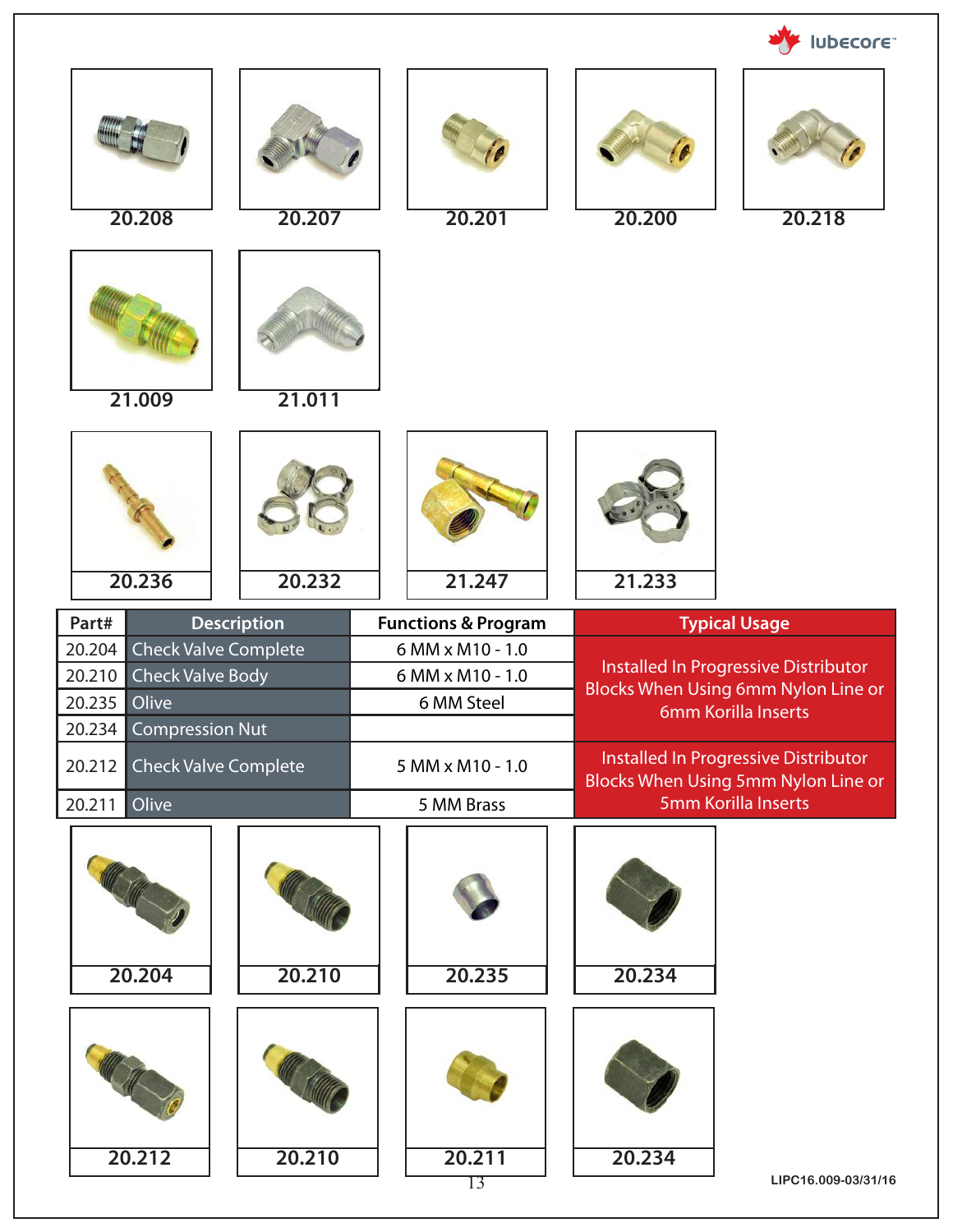20.208

20.207

20.201

20.200

20.218

21.009

21.011

20.236

20.232

21.247

21.233

| Part# | Description | Functions & Program | Typical Usage |
|---|---|---|---|
| 20.204 | Check Valve Complete | 6 MM x M10 - 1.0 | Installed In Progressive Distributor Blocks When Using 6mm Nylon Line or 6mm Korilla Inserts |
| 20.210 | Check Valve Body | 6 MM x M10 - 1.0 | |
| 20.235 | Olive | 6 MM Steel | |
| 20.234 | Compression Nut | | |
| 20.212 | Check Valve Complete | 5 MM x M10 - 1.0 | Installed In Progressive Distributor Blocks When Using 5mm Nylon Line or 5mm Korilla Inserts |
| 20.211 | Olive | 5 MM Brass | |

20.204

20.210

20.235

20.234

20.212

20.210

20.211

20.234

LIPC16.009-03/31/16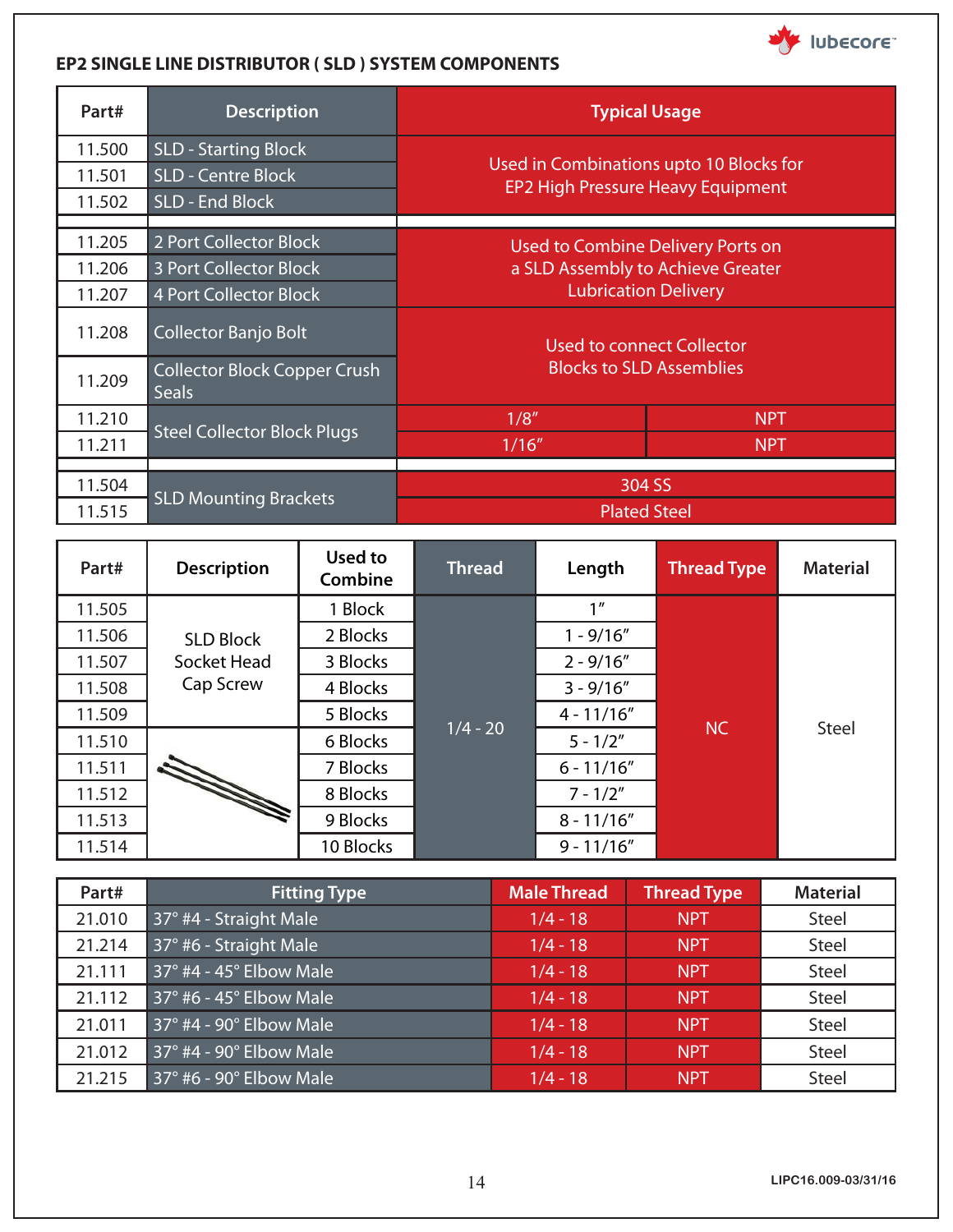## EP2 SINGLE LINE DISTRIBUTOR ( SLD ) SYSTEM COMPONENTS

| Part# | Description | Typical Usage | |
|---|---|---|---|
| 11.500 | SLD - Starting Block | Used in Combinations upto 10 Blocks for EP2 High Pressure Heavy Equipment | |
| 11.501 | SLD - Centre Block | | |
| 11.502 | SLD - End Block | | |
| 11.205 | 2 Port Collector Block | Used to Combine Delivery Ports on a SLD Assembly to Achieve Greater Lubrication Delivery | |
| 11.206 | 3 Port Collector Block | | |
| 11.207 | 4 Port Collector Block | | |
| 11.208 | Collector Banjo Bolt | Used to connect Collector Blocks to SLD Assemblies | |
| 11.209 | Collector Block Copper Crush Seals | | |
| 11.210 | Steel Collector Block Plugs | 1/8" | NPT |
| 11.211 | | 1/16" | NPT |
| 11.504 | SLD Mounting Brackets | 304 SS | |
| 11.515 | | Plated Steel | |

| Part# | Description | Used to Combine | Thread | Length | Thread Type | Material |
|---|---|---|---|---|---|---|
| 11.505 | SLD Block Socket Head Cap Screw | 1 Block | 1/4 - 20 | 1" | NC | Steel |
| 11.506 | | 2 Blocks | | 1 - 9/16" | | |
| 11.507 | | 3 Blocks | | 2 - 9/16" | | |
| 11.508 | | 4 Blocks | | 3 - 9/16" | | |
| 11.509 | | 5 Blocks | | 4 - 11/16" | | |
| 11.510 | | 6 Blocks | | 5 - 1/2" | | |
| 11.511 | | 7 Blocks | | 6 - 11/16" | | |
| 11.512 | | 8 Blocks | | 7 - 1/2" | | |
| 11.513 | | 9 Blocks | | 8 - 11/16" | | |
| 11.514 | | 10 Blocks | | 9 - 11/16" | | |

| Part# | Fitting Type | Male Thread | Thread Type | Material |
|---|---|---|---|---|
| 21.010 | 37° #4 - Straight Male | 1/4 - 18 | NPT | Steel |
| 21.214 | 37° #6 - Straight Male | 1/4 - 18 | NPT | Steel |
| 21.111 | 37° #4 - 45° Elbow Male | 1/4 - 18 | NPT | Steel |
| 21.112 | 37° #6 - 45° Elbow Male | 1/4 - 18 | NPT | Steel |
| 21.011 | 37° #4 - 90° Elbow Male | 1/4 - 18 | NPT | Steel |
| 21.012 | 37° #4 - 90° Elbow Male | 1/4 - 18 | NPT | Steel |
| 21.215 | 37° #6 - 90° Elbow Male | 1/4 - 18 | NPT | Steel |

LIPC16.009-03/31/16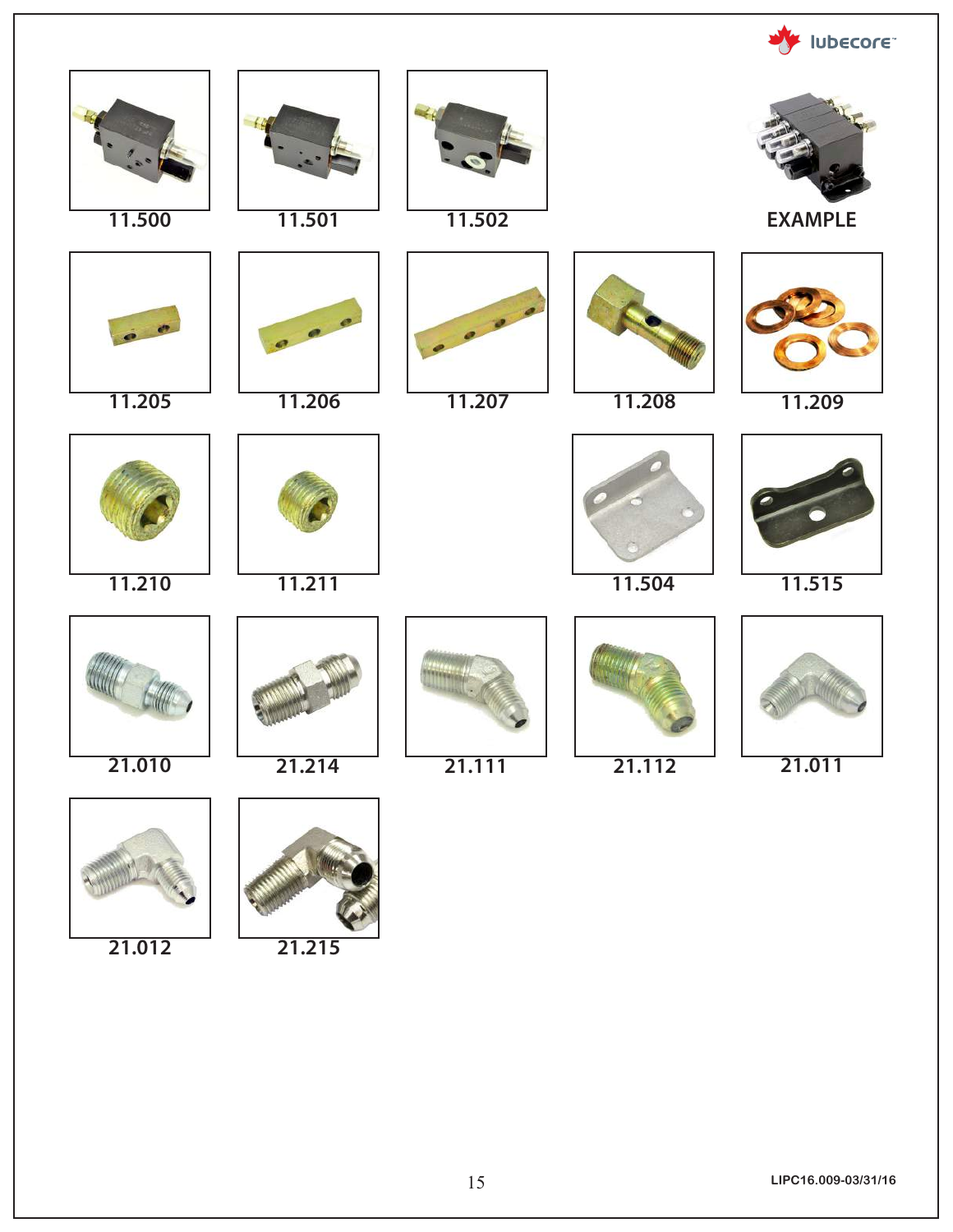11.500

11.501

11.502

EXAMPLE

11.205

11.206

11.207

11.208

11.209

11.210

11.211

11.504

11.515

21.010

21.214

21.111

21.112

21.011

21.012

21.215

LIPC16.009-03/31/16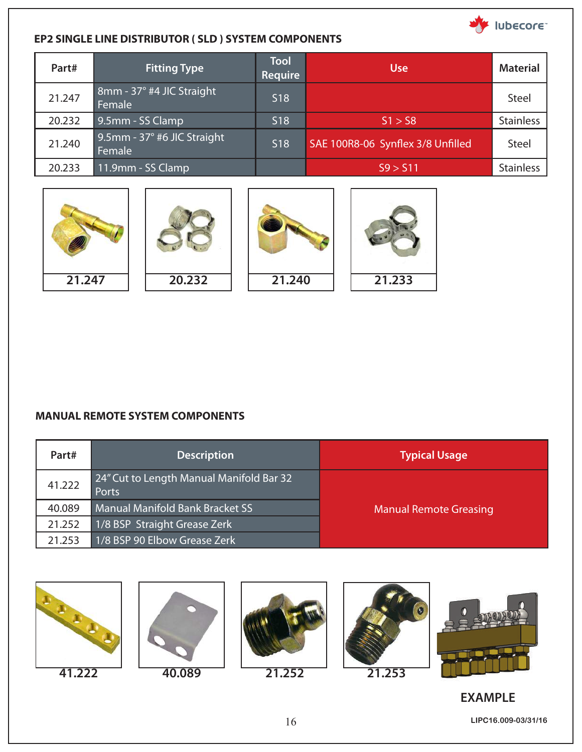## EP2 SINGLE LINE DISTRIBUTOR ( SLD ) SYSTEM COMPONENTS

| Part# | Fitting Type | Tool Require | Use | Material |
|---|---|---|---|---|
| 21.247 | 8mm - 37° #4 JIC Straight Female | S18 | | Steel |
| 20.232 | 9.5mm - SS Clamp | S18 | S1 > S8 | Stainless |
| 21.240 | 9.5mm - 37° #6 JIC Straight Female | S18 | SAE 100R8-06 Synflex 3/8 Unfilled | Steel |
| 20.233 | 11.9mm - SS Clamp | | S9 > S11 | Stainless |

21.247

20.232

21.240

21.233

## MANUAL REMOTE SYSTEM COMPONENTS

| Part# | Description | Typical Usage |
|---|---|---|
| 41.222 | 24" Cut to Length Manual Manifold Bar 32 Ports | Manual Remote Greasing |
| 40.089 | Manual Manifold Bank Bracket SS | |
| 21.252 | 1/8 BSP Straight Grease Zerk | |
| 21.253 | 1/8 BSP 90 Elbow Grease Zerk | |

41.222

40.089

21.252

21.253

EXAMPLE

LIPC16.009-03/31/16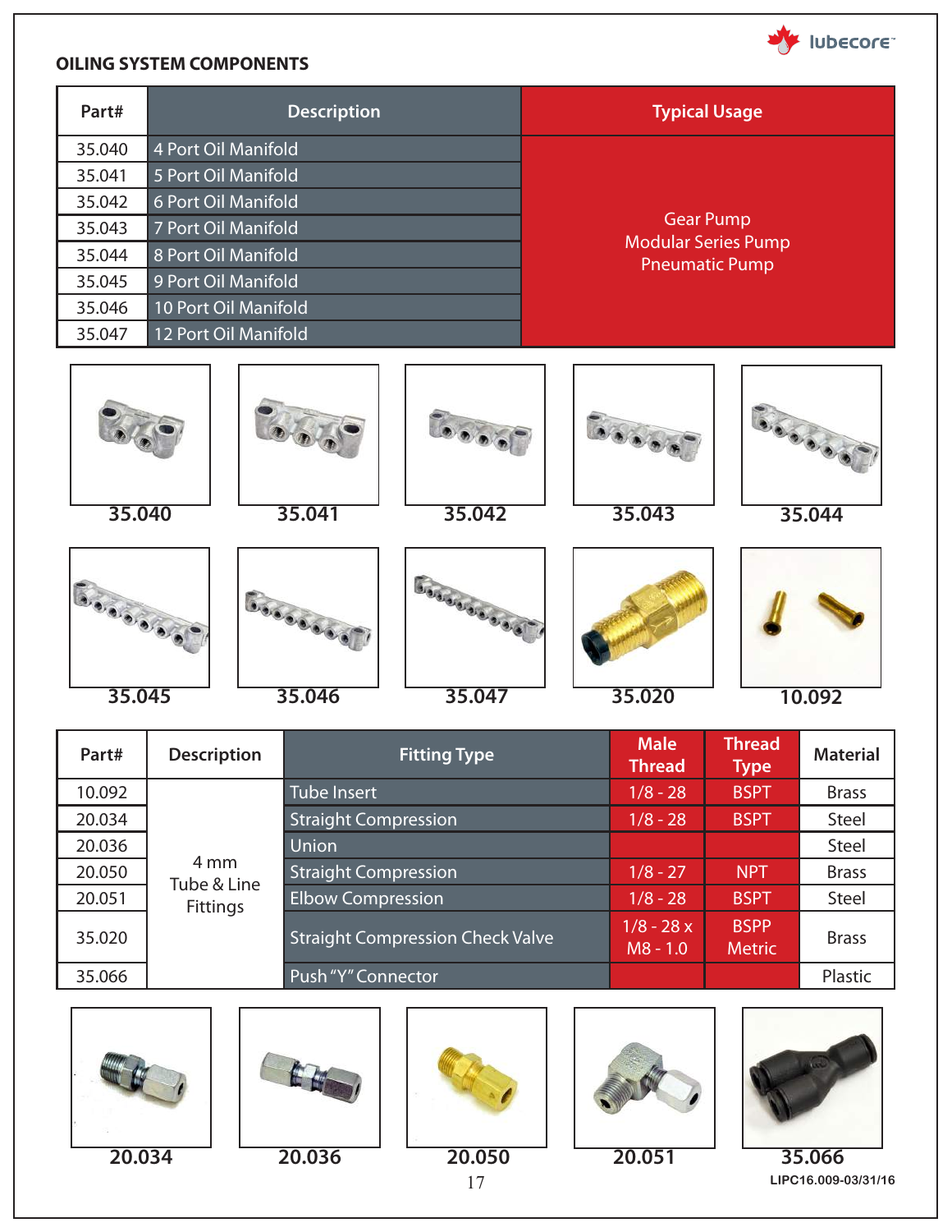## OILING SYSTEM COMPONENTS

| Part# | Description | Typical Usage |
|---|---|---|
| 35.040 | 4 Port Oil Manifold | Gear Pump<br>Modular Series Pump<br>Pneumatic Pump |
| 35.041 | 5 Port Oil Manifold | |
| 35.042 | 6 Port Oil Manifold | |
| 35.043 | 7 Port Oil Manifold | |
| 35.044 | 8 Port Oil Manifold | |
| 35.045 | 9 Port Oil Manifold | |
| 35.046 | 10 Port Oil Manifold | |
| 35.047 | 12 Port Oil Manifold | |

35.040 35.041 35.042 35.043 35.044

35.045 35.046 35.047 35.020 10.092

| Part# | Description | Fitting Type | Male Thread | Thread Type | Material |
|---|---|---|---|---|---|
| 10.092 | 4 mm Tube & Line Fittings | Tube Insert | 1/8 - 28 | BSPT | Brass |
| 20.034 | | Straight Compression | 1/8 - 28 | BSPT | Steel |
| 20.036 | | Union | | | Steel |
| 20.050 | | Straight Compression | 1/8 - 27 | NPT | Brass |
| 20.051 | | Elbow Compression | 1/8 - 28 | BSPT | Steel |
| 35.020 | | Straight Compression Check Valve | 1/8 - 28 x M8 - 1.0 | BSPP Metric | Brass |
| 35.066 | | Push "Y" Connector | | | Plastic |

20.034 20.036 20.050 20.051 35.066

LIPC16.009-03/31/16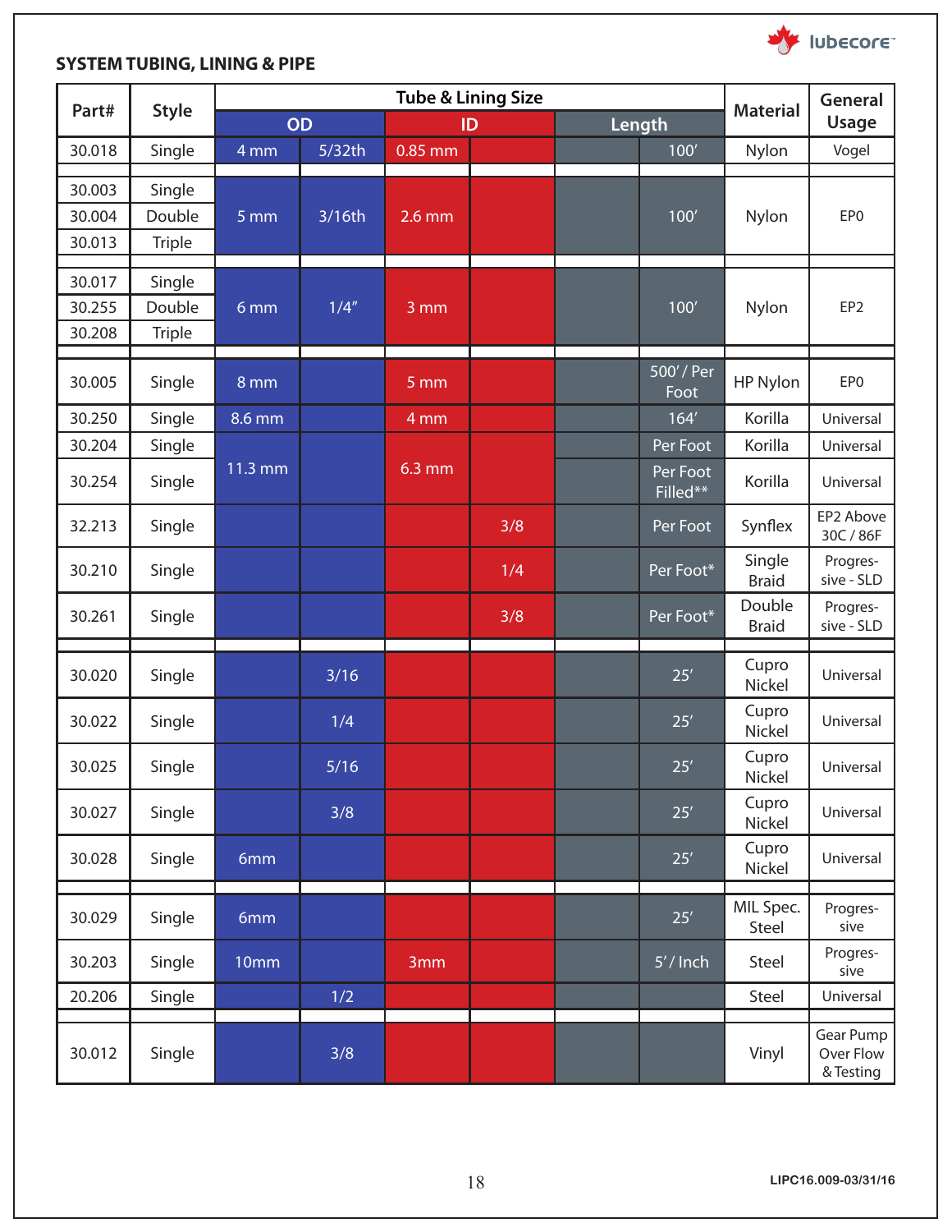## SYSTEM TUBING, LINING & PIPE

| Part# | Style | Tube & Lining Size | | | | | | Material | General Usage |
|---|---|---|---|---|---|---|---|---|---|
| | | OD | | ID | | Length | | | |
| 30.018 | Single | 4 mm | 5/32th | 0.85 mm | | | 100′ | Nylon | Vogel |
| 30.003 | Single | 5 mm | 3/16th | 2.6 mm | | | 100′ | Nylon | EP0 |
| 30.004 | Double | 5 mm | 3/16th | 2.6 mm | | | 100′ | Nylon | EP0 |
| 30.013 | Triple | 5 mm | 3/16th | 2.6 mm | | | 100′ | Nylon | EP0 |
| 30.017 | Single | 6 mm | 1/4″ | 3 mm | | | 100′ | Nylon | EP2 |
| 30.255 | Double | 6 mm | 1/4″ | 3 mm | | | 100′ | Nylon | EP2 |
| 30.208 | Triple | 6 mm | 1/4″ | 3 mm | | | 100′ | Nylon | EP2 |
| 30.005 | Single | 8 mm | | 5 mm | | | 500′ / Per Foot | HP Nylon | EP0 |
| 30.250 | Single | 8.6 mm | | 4 mm | | | 164′ | Korilla | Universal |
| 30.204 | Single | 11.3 mm | | 6.3 mm | | | Per Foot | Korilla | Universal |
| 30.254 | Single | 11.3 mm | | 6.3 mm | | | Per Foot Filled** | Korilla | Universal |
| 32.213 | Single | | | | 3/8 | | Per Foot | Synflex | EP2 Above 30C / 86F |
| 30.210 | Single | | | | 1/4 | | Per Foot* | Single Braid | Progressive - SLD |
| 30.261 | Single | | | | 3/8 | | Per Foot* | Double Braid | Progressive - SLD |
| 30.020 | Single | | 3/16 | | | | 25′ | Cupro Nickel | Universal |
| 30.022 | Single | | 1/4 | | | | 25′ | Cupro Nickel | Universal |
| 30.025 | Single | | 5/16 | | | | 25′ | Cupro Nickel | Universal |
| 30.027 | Single | | 3/8 | | | | 25′ | Cupro Nickel | Universal |
| 30.028 | Single | 6mm | | | | | 25′ | Cupro Nickel | Universal |
| 30.029 | Single | 6mm | | | | | 25′ | MIL Spec. Steel | Progressive |
| 30.203 | Single | 10mm | | 3mm | | | 5′ / Inch | Steel | Progressive |
| 20.206 | Single | | 1/2 | | | | | Steel | Universal |
| 30.012 | Single | | 3/8 | | | | | Vinyl | Gear Pump Over Flow & Testing |

LIPC16.009-03/31/16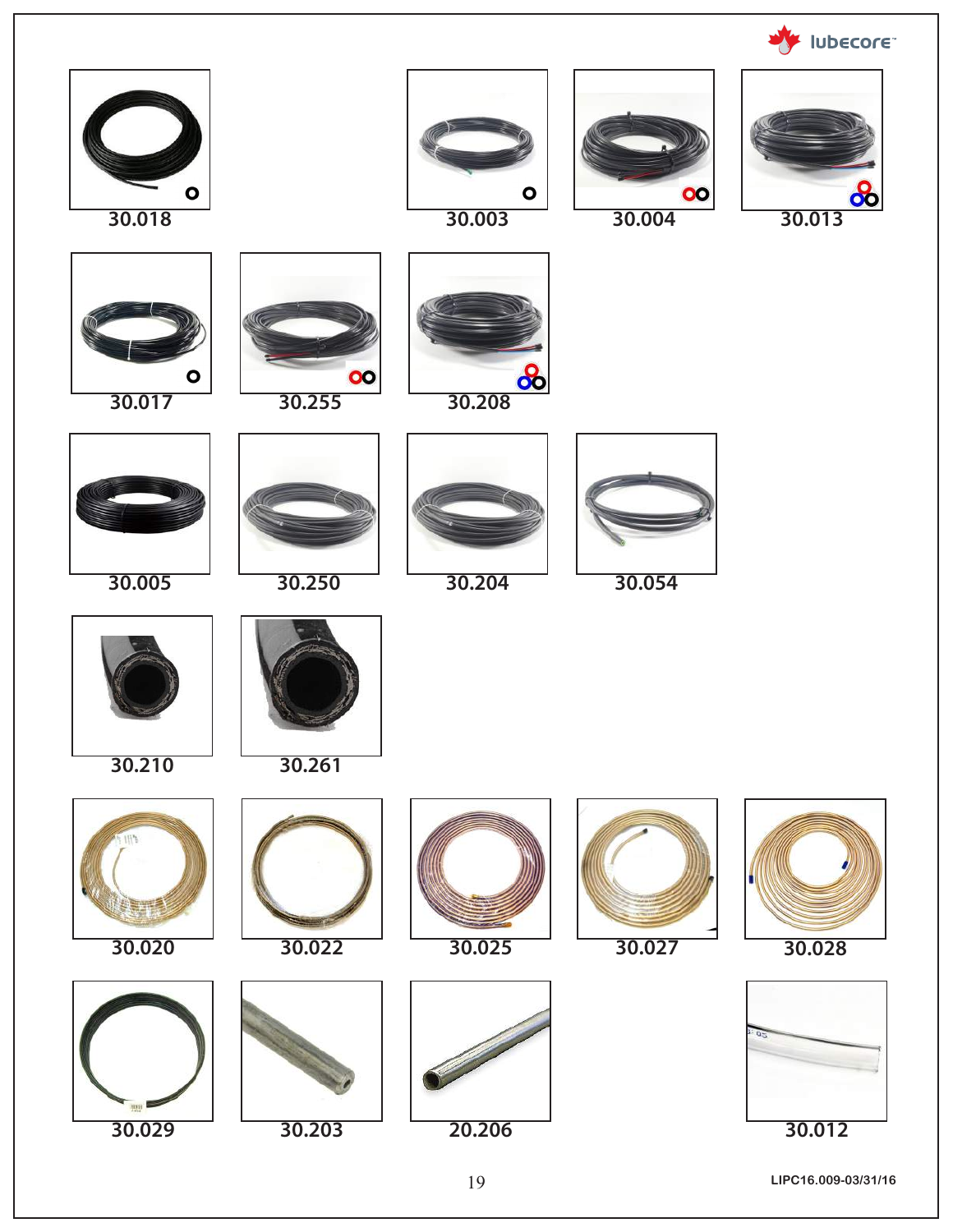30.018

30.003

30.004

30.013

30.017

30.255

30.208

30.005

30.250

30.204

30.054

30.210

30.261

30.020

30.022

30.025

30.027

30.028

30.029

30.203

20.206

30.012

LIPC16.009-03/31/16